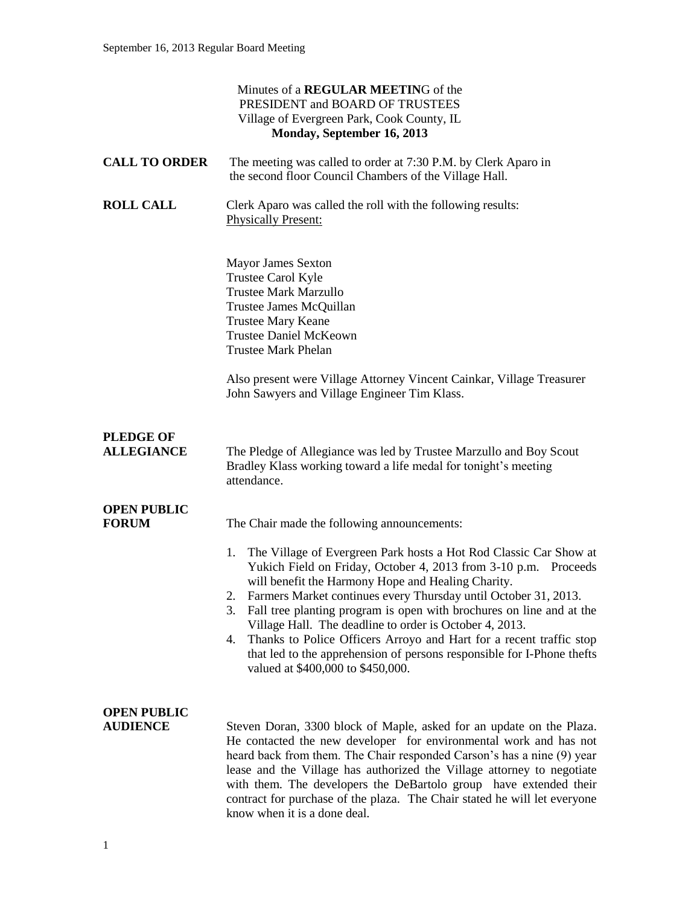Minutes of a **REGULAR MEETIN**G of the
PRESIDENT and BOARD OF TRUSTEES
Village of Evergreen Park, Cook County, IL
**Monday, September 16, 2013**

**CALL TO ORDER** The meeting was called to order at 7:30 P.M. by Clerk Aparo in the second floor Council Chambers of the Village Hall.

**ROLL CALL** Clerk Aparo was called the roll with the following results:
Physically Present:

Mayor James Sexton
Trustee Carol Kyle
Trustee Mark Marzullo
Trustee James McQuillan
Trustee Mary Keane
Trustee Daniel McKeown
Trustee Mark Phelan

Also present were Village Attorney Vincent Cainkar, Village Treasurer John Sawyers and Village Engineer Tim Klass.

**PLEDGE OF ALLEGIANCE** The Pledge of Allegiance was led by Trustee Marzullo and Boy Scout Bradley Klass working toward a life medal for tonight's meeting attendance.

**OPEN PUBLIC FORUM** The Chair made the following announcements:

1. The Village of Evergreen Park hosts a Hot Rod Classic Car Show at Yukich Field on Friday, October 4, 2013 from 3-10 p.m. Proceeds will benefit the Harmony Hope and Healing Charity.
2. Farmers Market continues every Thursday until October 31, 2013.
3. Fall tree planting program is open with brochures on line and at the Village Hall. The deadline to order is October 4, 2013.
4. Thanks to Police Officers Arroyo and Hart for a recent traffic stop that led to the apprehension of persons responsible for I-Phone thefts valued at $400,000 to $450,000.

**OPEN PUBLIC AUDIENCE** Steven Doran, 3300 block of Maple, asked for an update on the Plaza. He contacted the new developer for environmental work and has not heard back from them. The Chair responded Carson's has a nine (9) year lease and the Village has authorized the Village attorney to negotiate with them. The developers the DeBartolo group have extended their contract for purchase of the plaza. The Chair stated he will let everyone know when it is a done deal.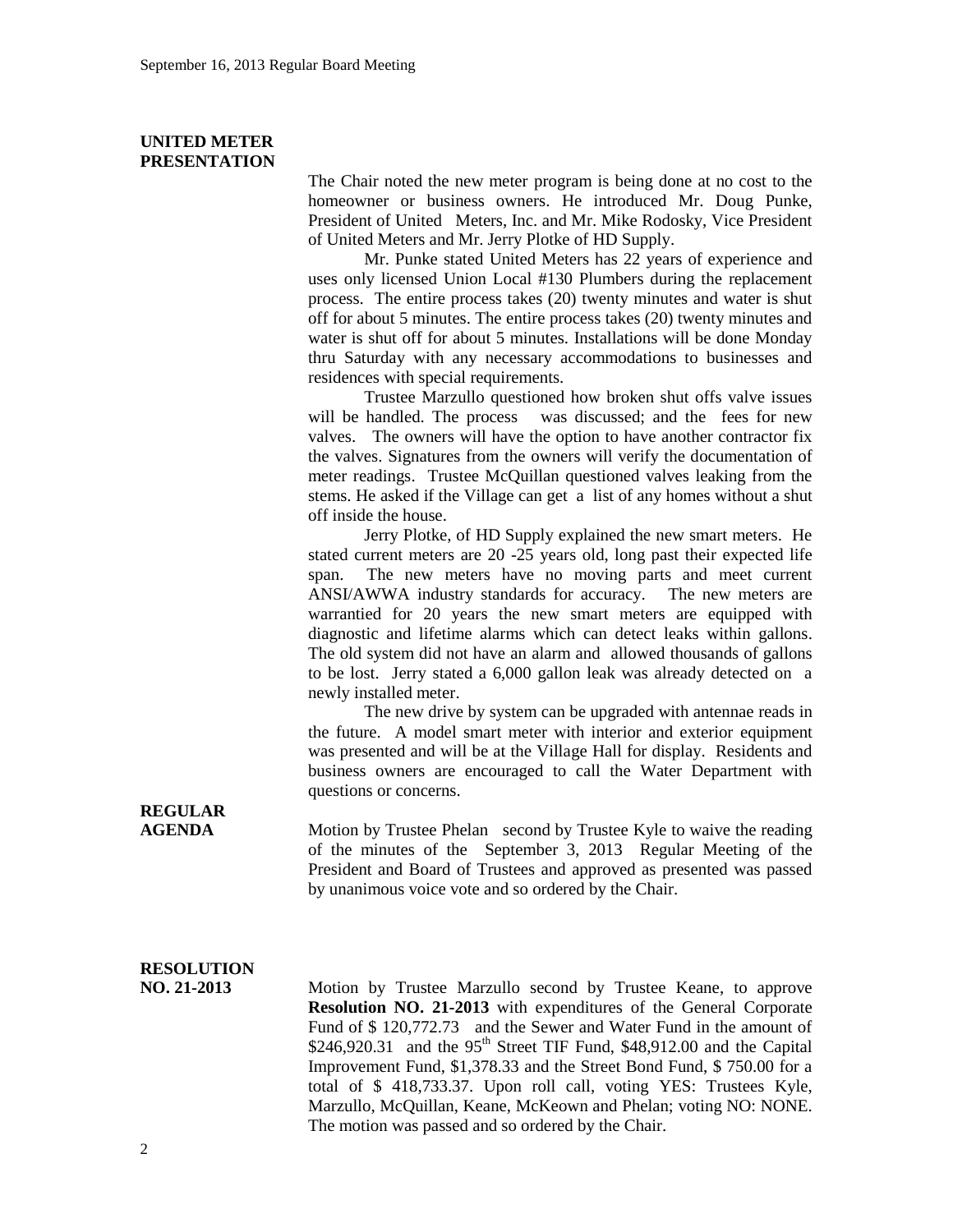**UNITED METER PRESENTATION**

The Chair noted the new meter program is being done at no cost to the homeowner or business owners. He introduced Mr. Doug Punke, President of United Meters, Inc. and Mr. Mike Rodosky, Vice President of United Meters and Mr. Jerry Plotke of HD Supply.

Mr. Punke stated United Meters has 22 years of experience and uses only licensed Union Local #130 Plumbers during the replacement process. The entire process takes (20) twenty minutes and water is shut off for about 5 minutes. The entire process takes (20) twenty minutes and water is shut off for about 5 minutes. Installations will be done Monday thru Saturday with any necessary accommodations to businesses and residences with special requirements.

Trustee Marzullo questioned how broken shut offs valve issues will be handled. The process was discussed; and the fees for new valves. The owners will have the option to have another contractor fix the valves. Signatures from the owners will verify the documentation of meter readings. Trustee McQuillan questioned valves leaking from the stems. He asked if the Village can get a list of any homes without a shut off inside the house.

Jerry Plotke, of HD Supply explained the new smart meters. He stated current meters are 20 -25 years old, long past their expected life span. The new meters have no moving parts and meet current ANSI/AWWA industry standards for accuracy. The new meters are warrantied for 20 years the new smart meters are equipped with diagnostic and lifetime alarms which can detect leaks within gallons. The old system did not have an alarm and allowed thousands of gallons to be lost. Jerry stated a 6,000 gallon leak was already detected on a newly installed meter.

The new drive by system can be upgraded with antennae reads in the future. A model smart meter with interior and exterior equipment was presented and will be at the Village Hall for display. Residents and business owners are encouraged to call the Water Department with questions or concerns.

**REGULAR AGENDA**

Motion by Trustee Phelan second by Trustee Kyle to waive the reading of the minutes of the September 3, 2013 Regular Meeting of the President and Board of Trustees and approved as presented was passed by unanimous voice vote and so ordered by the Chair.

**RESOLUTION NO. 21-2013**

Motion by Trustee Marzullo second by Trustee Keane, to approve **Resolution NO. 21-2013** with expenditures of the General Corporate Fund of $ 120,772.73 and the Sewer and Water Fund in the amount of $246,920.31 and the 95th Street TIF Fund, $48,912.00 and the Capital Improvement Fund, $1,378.33 and the Street Bond Fund, $ 750.00 for a total of $ 418,733.37. Upon roll call, voting YES: Trustees Kyle, Marzullo, McQuillan, Keane, McKeown and Phelan; voting NO: NONE. The motion was passed and so ordered by the Chair.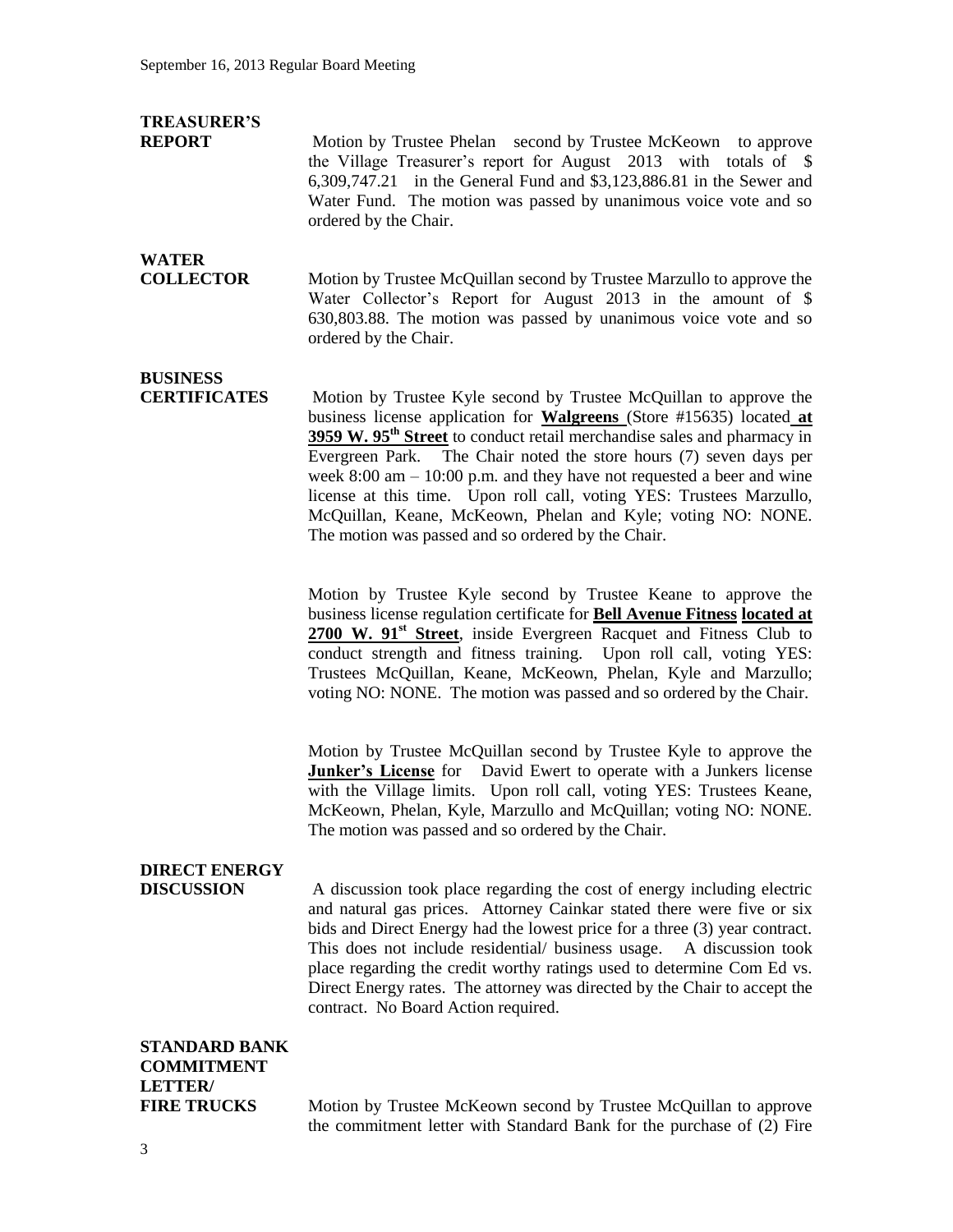**TREASURER'S REPORT**

Motion by Trustee Phelan second by Trustee McKeown to approve the Village Treasurer's report for August 2013 with totals of $ 6,309,747.21 in the General Fund and $3,123,886.81 in the Sewer and Water Fund. The motion was passed by unanimous voice vote and so ordered by the Chair.

**WATER COLLECTOR**

Motion by Trustee McQuillan second by Trustee Marzullo to approve the Water Collector's Report for August 2013 in the amount of $ 630,803.88. The motion was passed by unanimous voice vote and so ordered by the Chair.

**BUSINESS CERTIFICATES**

Motion by Trustee Kyle second by Trustee McQuillan to approve the business license application for **Walgreens** (Store #15635) located **at 3959 W. 95th Street** to conduct retail merchandise sales and pharmacy in Evergreen Park. The Chair noted the store hours (7) seven days per week 8:00 am – 10:00 p.m. and they have not requested a beer and wine license at this time. Upon roll call, voting YES: Trustees Marzullo, McQuillan, Keane, McKeown, Phelan and Kyle; voting NO: NONE. The motion was passed and so ordered by the Chair.

Motion by Trustee Kyle second by Trustee Keane to approve the business license regulation certificate for **Bell Avenue Fitness located at 2700 W. 91st Street**, inside Evergreen Racquet and Fitness Club to conduct strength and fitness training. Upon roll call, voting YES: Trustees McQuillan, Keane, McKeown, Phelan, Kyle and Marzullo; voting NO: NONE. The motion was passed and so ordered by the Chair.

Motion by Trustee McQuillan second by Trustee Kyle to approve the **Junker's License** for David Ewert to operate with a Junkers license with the Village limits. Upon roll call, voting YES: Trustees Keane, McKeown, Phelan, Kyle, Marzullo and McQuillan; voting NO: NONE. The motion was passed and so ordered by the Chair.

**DIRECT ENERGY DISCUSSION**

A discussion took place regarding the cost of energy including electric and natural gas prices. Attorney Cainkar stated there were five or six bids and Direct Energy had the lowest price for a three (3) year contract. This does not include residential/ business usage. A discussion took place regarding the credit worthy ratings used to determine Com Ed vs. Direct Energy rates. The attorney was directed by the Chair to accept the contract. No Board Action required.

**STANDARD BANK COMMITMENT LETTER/ FIRE TRUCKS**

Motion by Trustee McKeown second by Trustee McQuillan to approve the commitment letter with Standard Bank for the purchase of (2) Fire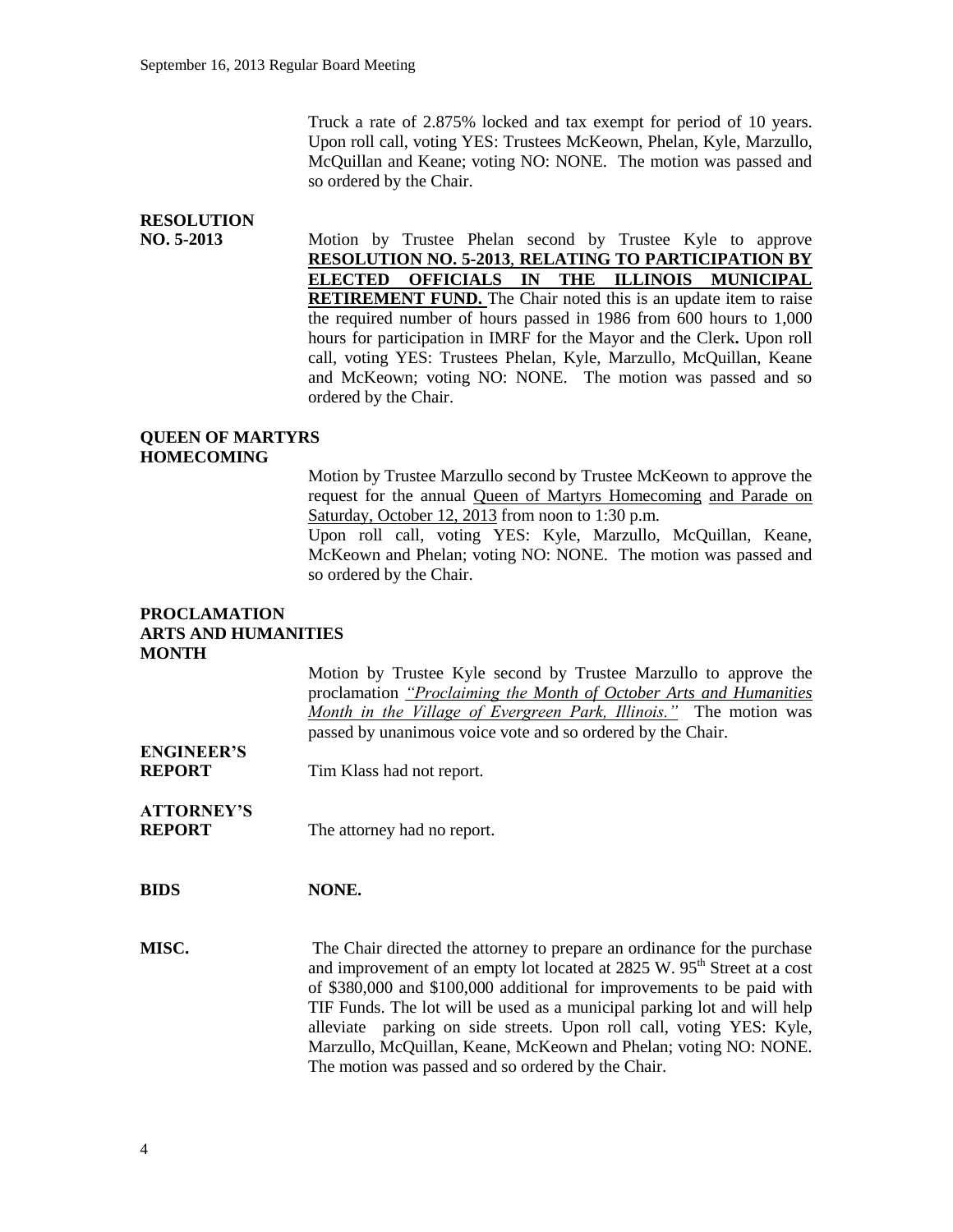Truck a rate of 2.875% locked and tax exempt for period of 10 years. Upon roll call, voting YES: Trustees McKeown, Phelan, Kyle, Marzullo, McQuillan and Keane; voting NO: NONE. The motion was passed and so ordered by the Chair.

**RESOLUTION NO. 5-2013**

Motion by Trustee Phelan second by Trustee Kyle to approve **RESOLUTION NO. 5-2013**, **RELATING TO PARTICIPATION BY ELECTED OFFICIALS IN THE ILLINOIS MUNICIPAL RETIREMENT FUND.** The Chair noted this is an update item to raise the required number of hours passed in 1986 from 600 hours to 1,000 hours for participation in IMRF for the Mayor and the Clerk**.** Upon roll call, voting YES: Trustees Phelan, Kyle, Marzullo, McQuillan, Keane and McKeown; voting NO: NONE. The motion was passed and so ordered by the Chair.

**QUEEN OF MARTYRS HOMECOMING**

Motion by Trustee Marzullo second by Trustee McKeown to approve the request for the annual Queen of Martyrs Homecoming and Parade on Saturday, October 12, 2013 from noon to 1:30 p.m.
Upon roll call, voting YES: Kyle, Marzullo, McQuillan, Keane, McKeown and Phelan; voting NO: NONE. The motion was passed and so ordered by the Chair.

**PROCLAMATION ARTS AND HUMANITIES MONTH**

Motion by Trustee Kyle second by Trustee Marzullo to approve the proclamation *"Proclaiming the Month of October Arts and Humanities Month in the Village of Evergreen Park, Illinois."* The motion was passed by unanimous voice vote and so ordered by the Chair.

**ENGINEER'S REPORT**

Tim Klass had not report.

**ATTORNEY'S REPORT**

The attorney had no report.

**BIDS** **NONE.**

**MISC.**

The Chair directed the attorney to prepare an ordinance for the purchase and improvement of an empty lot located at 2825 W. 95th Street at a cost of $380,000 and $100,000 additional for improvements to be paid with TIF Funds. The lot will be used as a municipal parking lot and will help alleviate parking on side streets. Upon roll call, voting YES: Kyle, Marzullo, McQuillan, Keane, McKeown and Phelan; voting NO: NONE. The motion was passed and so ordered by the Chair.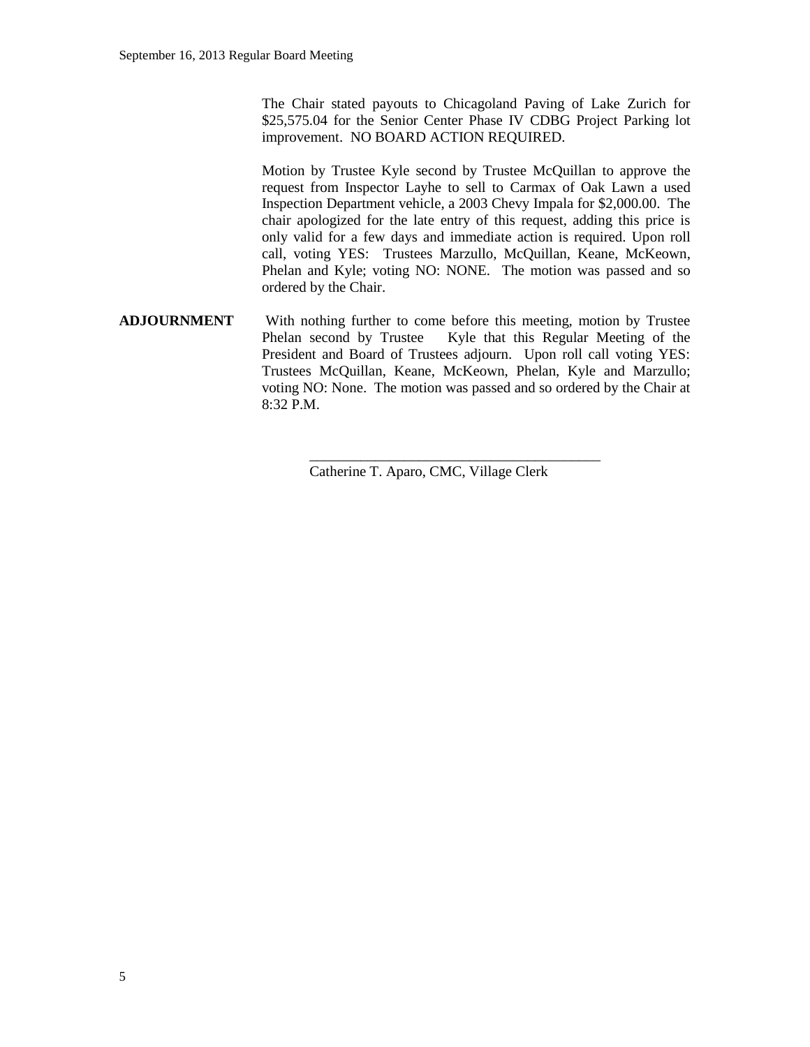The Chair stated payouts to Chicagoland Paving of Lake Zurich for $25,575.04 for the Senior Center Phase IV CDBG Project Parking lot improvement. NO BOARD ACTION REQUIRED.

Motion by Trustee Kyle second by Trustee McQuillan to approve the request from Inspector Layhe to sell to Carmax of Oak Lawn a used Inspection Department vehicle, a 2003 Chevy Impala for $2,000.00. The chair apologized for the late entry of this request, adding this price is only valid for a few days and immediate action is required. Upon roll call, voting YES: Trustees Marzullo, McQuillan, Keane, McKeown, Phelan and Kyle; voting NO: NONE. The motion was passed and so ordered by the Chair.

**ADJOURNMENT** With nothing further to come before this meeting, motion by Trustee Phelan second by Trustee Kyle that this Regular Meeting of the President and Board of Trustees adjourn. Upon roll call voting YES: Trustees McQuillan, Keane, McKeown, Phelan, Kyle and Marzullo; voting NO: None. The motion was passed and so ordered by the Chair at 8:32 P.M.

\_\_\_\_\_\_\_\_\_\_\_\_\_\_\_\_\_\_\_\_\_\_\_\_\_\_\_\_\_\_\_\_\_\_\_\_\_\_\_\_

Catherine T. Aparo, CMC, Village Clerk